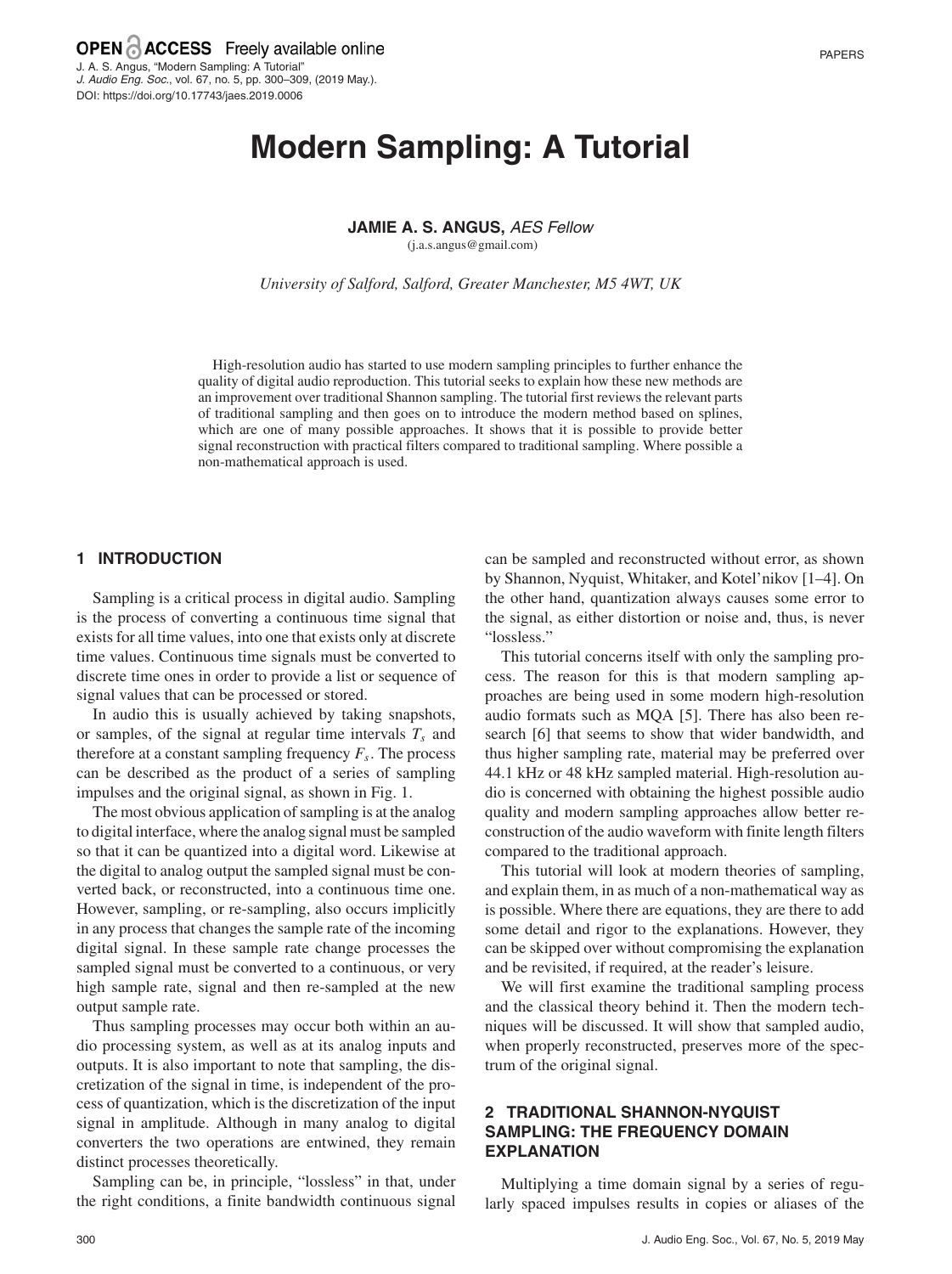# Modern Sampling: A Tutorial

**JAMIE A. S. ANGUS,** *AES Fellow*
(j.a.s.angus@gmail.com)

*University of Salford, Salford, Greater Manchester, M5 4WT, UK*

High-resolution audio has started to use modern sampling principles to further enhance the quality of digital audio reproduction. This tutorial seeks to explain how these new methods are an improvement over traditional Shannon sampling. The tutorial first reviews the relevant parts of traditional sampling and then goes on to introduce the modern method based on splines, which are one of many possible approaches. It shows that it is possible to provide better signal reconstruction with practical filters compared to traditional sampling. Where possible a non-mathematical approach is used.

## 1 INTRODUCTION

Sampling is a critical process in digital audio. Sampling is the process of converting a continuous time signal that exists for all time values, into one that exists only at discrete time values. Continuous time signals must be converted to discrete time ones in order to provide a list or sequence of signal values that can be processed or stored.

In audio this is usually achieved by taking snapshots, or samples, of the signal at regular time intervals $T_s$ and therefore at a constant sampling frequency $F_s$. The process can be described as the product of a series of sampling impulses and the original signal, as shown in Fig. 1.

The most obvious application of sampling is at the analog to digital interface, where the analog signal must be sampled so that it can be quantized into a digital word. Likewise at the digital to analog output the sampled signal must be converted back, or reconstructed, into a continuous time one. However, sampling, or re-sampling, also occurs implicitly in any process that changes the sample rate of the incoming digital signal. In these sample rate change processes the sampled signal must be converted to a continuous, or very high sample rate, signal and then re-sampled at the new output sample rate.

Thus sampling processes may occur both within an audio processing system, as well as at its analog inputs and outputs. It is also important to note that sampling, the discretization of the signal in time, is independent of the process of quantization, which is the discretization of the input signal in amplitude. Although in many analog to digital converters the two operations are entwined, they remain distinct processes theoretically.

Sampling can be, in principle, "lossless" in that, under the right conditions, a finite bandwidth continuous signal can be sampled and reconstructed without error, as shown by Shannon, Nyquist, Whitaker, and Kotel'nikov [1–4]. On the other hand, quantization always causes some error to the signal, as either distortion or noise and, thus, is never "lossless."

This tutorial concerns itself with only the sampling process. The reason for this is that modern sampling approaches are being used in some modern high-resolution audio formats such as MQA [5]. There has also been research [6] that seems to show that wider bandwidth, and thus higher sampling rate, material may be preferred over 44.1 kHz or 48 kHz sampled material. High-resolution audio is concerned with obtaining the highest possible audio quality and modern sampling approaches allow better reconstruction of the audio waveform with finite length filters compared to the traditional approach.

This tutorial will look at modern theories of sampling, and explain them, in as much of a non-mathematical way as is possible. Where there are equations, they are there to add some detail and rigor to the explanations. However, they can be skipped over without compromising the explanation and be revisited, if required, at the reader's leisure.

We will first examine the traditional sampling process and the classical theory behind it. Then the modern techniques will be discussed. It will show that sampled audio, when properly reconstructed, preserves more of the spectrum of the original signal.

## 2 TRADITIONAL SHANNON-NYQUIST SAMPLING: THE FREQUENCY DOMAIN EXPLANATION

Multiplying a time domain signal by a series of regularly spaced impulses results in copies or aliases of the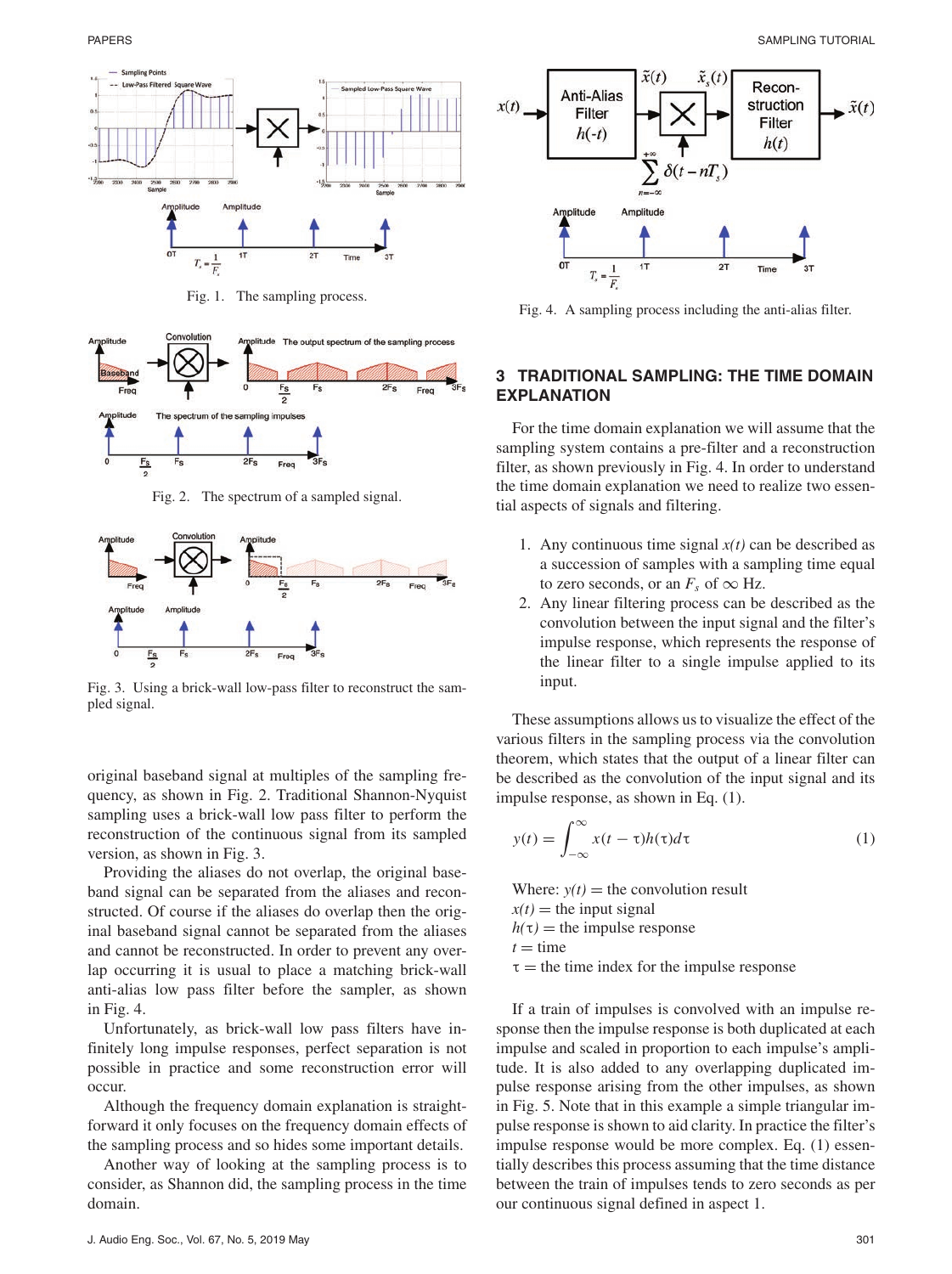Fig. 1. The sampling process.

Fig. 2. The spectrum of a sampled signal.

Fig. 3. Using a brick-wall low-pass filter to reconstruct the sampled signal.

original baseband signal at multiples of the sampling frequency, as shown in Fig. 2. Traditional Shannon-Nyquist sampling uses a brick-wall low pass filter to perform the reconstruction of the continuous signal from its sampled version, as shown in Fig. 3.

Providing the aliases do not overlap, the original baseband signal can be separated from the aliases and reconstructed. Of course if the aliases do overlap then the original baseband signal cannot be separated from the aliases and cannot be reconstructed. In order to prevent any overlap occurring it is usual to place a matching brick-wall anti-alias low pass filter before the sampler, as shown in Fig. 4.

Unfortunately, as brick-wall low pass filters have infinitely long impulse responses, perfect separation is not possible in practice and some reconstruction error will occur.

Although the frequency domain explanation is straightforward it only focuses on the frequency domain effects of the sampling process and so hides some important details.

Another way of looking at the sampling process is to consider, as Shannon did, the sampling process in the time domain.

Fig. 4. A sampling process including the anti-alias filter.

## 3 TRADITIONAL SAMPLING: THE TIME DOMAIN EXPLANATION

For the time domain explanation we will assume that the sampling system contains a pre-filter and a reconstruction filter, as shown previously in Fig. 4. In order to understand the time domain explanation we need to realize two essential aspects of signals and filtering.

1. Any continuous time signal $x(t)$ can be described as a succession of samples with a sampling time equal to zero seconds, or an $F_s$ of $\infty$ Hz.
2. Any linear filtering process can be described as the convolution between the input signal and the filter's impulse response, which represents the response of the linear filter to a single impulse applied to its input.

These assumptions allows us to visualize the effect of the various filters in the sampling process via the convolution theorem, which states that the output of a linear filter can be described as the convolution of the input signal and its impulse response, as shown in Eq. (1).

$$y(t) = \int_{-\infty}^{\infty} x(t-\tau)h(\tau)d\tau \tag{1}$$

Where: $y(t)$ = the convolution result
$x(t)$ = the input signal
$h(\tau)$ = the impulse response
$t$ = time
$\tau$ = the time index for the impulse response

If a train of impulses is convolved with an impulse response then the impulse response is both duplicated at each impulse and scaled in proportion to each impulse's amplitude. It is also added to any overlapping duplicated impulse response arising from the other impulses, as shown in Fig. 5. Note that in this example a simple triangular impulse response is shown to aid clarity. In practice the filter's impulse response would be more complex. Eq. (1) essentially describes this process assuming that the time distance between the train of impulses tends to zero seconds as per our continuous signal defined in aspect 1.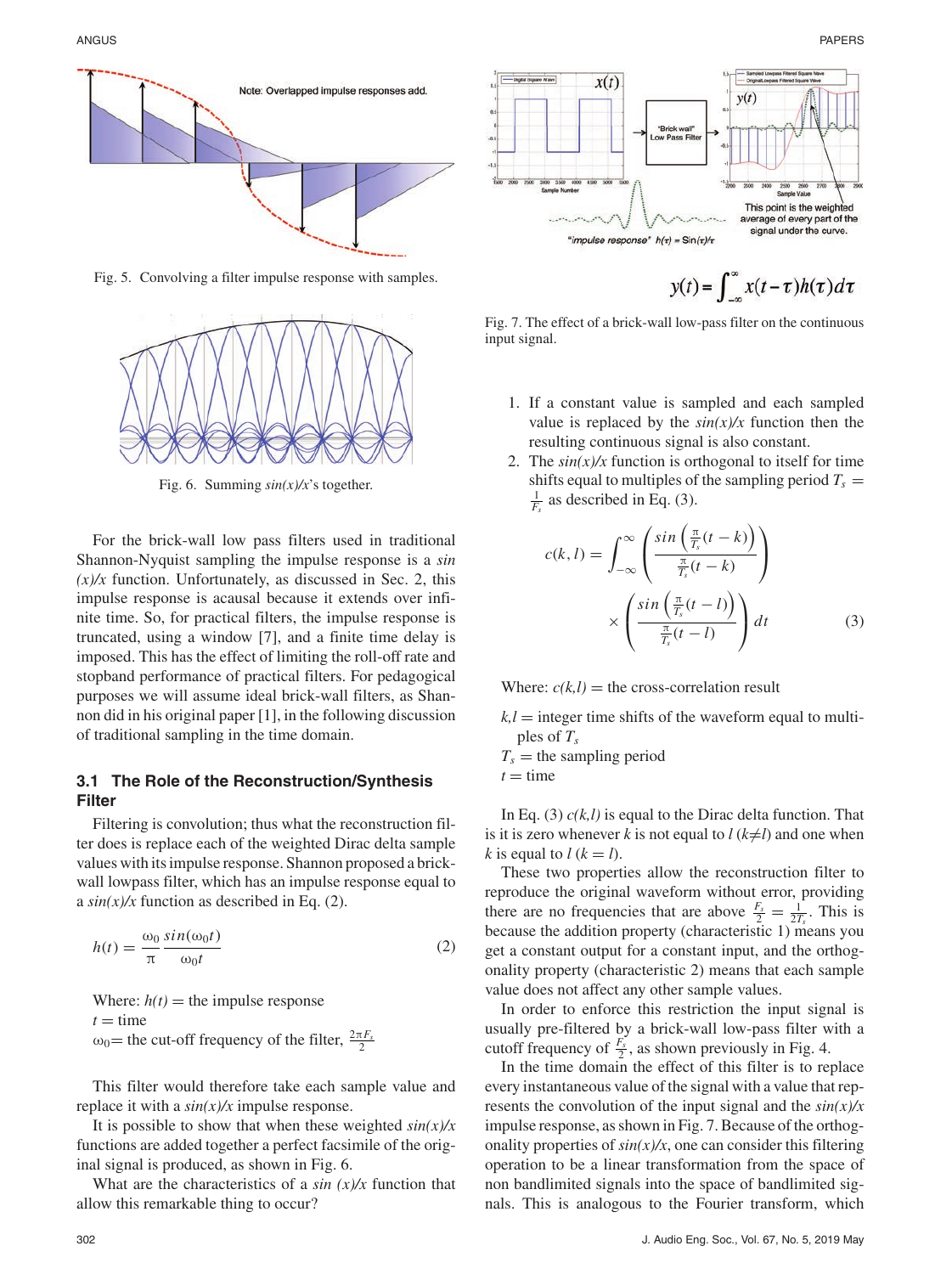Fig. 5. Convolving a filter impulse response with samples.

Fig. 6. Summing *sin(x)/x*'s together.

For the brick-wall low pass filters used in traditional Shannon-Nyquist sampling the impulse response is a *sin (x)/x* function. Unfortunately, as discussed in Sec. 2, this impulse response is acausal because it extends over infinite time. So, for practical filters, the impulse response is truncated, using a window [7], and a finite time delay is imposed. This has the effect of limiting the roll-off rate and stopband performance of practical filters. For pedagogical purposes we will assume ideal brick-wall filters, as Shannon did in his original paper [1], in the following discussion of traditional sampling in the time domain.

### 3.1 The Role of the Reconstruction/Synthesis Filter

Filtering is convolution; thus what the reconstruction filter does is replace each of the weighted Dirac delta sample values with its impulse response. Shannon proposed a brick-wall lowpass filter, which has an impulse response equal to a *sin(x)/x* function as described in Eq. (2).

$$h(t) = \frac{\omega_0}{\pi} \frac{sin(\omega_0 t)}{\omega_0 t} \tag{2}$$

Where: $h(t)$ = the impulse response
$t$ = time
$\omega_0$ = the cut-off frequency of the filter, $\frac{2\pi F_s}{2}$

This filter would therefore take each sample value and replace it with a *sin(x)/x* impulse response.

It is possible to show that when these weighted *sin(x)/x* functions are added together a perfect facsimile of the original signal is produced, as shown in Fig. 6.

What are the characteristics of a *sin (x)/x* function that allow this remarkable thing to occur?

$$y(t) = \int_{-\infty}^{\infty} x(t-\tau)h(\tau)d\tau$$

Fig. 7. The effect of a brick-wall low-pass filter on the continuous input signal.

1. If a constant value is sampled and each sampled value is replaced by the *sin(x)/x* function then the resulting continuous signal is also constant.
2. The *sin(x)/x* function is orthogonal to itself for time shifts equal to multiples of the sampling period $T_s = \frac{1}{F_s}$ as described in Eq. (3).

$$c(k,l) = \int_{-\infty}^{\infty} \left( \frac{sin\left(\frac{\pi}{T_s}(t-k)\right)}{\frac{\pi}{T_s}(t-k)} \right) \times \left( \frac{sin\left(\frac{\pi}{T_s}(t-l)\right)}{\frac{\pi}{T_s}(t-l)} \right) dt \tag{3}$$

Where: $c(k,l)$ = the cross-correlation result
$k,l$ = integer time shifts of the waveform equal to multiples of $T_s$
$T_s$ = the sampling period
$t$ = time

In Eq. (3) $c(k,l)$ is equal to the Dirac delta function. That is it is zero whenever $k$ is not equal to $l$ ($k \neq l$) and one when $k$ is equal to $l$ ($k = l$).

These two properties allow the reconstruction filter to reproduce the original waveform without error, providing there are no frequencies that are above $\frac{F_s}{2} = \frac{1}{2T_s}$. This is because the addition property (characteristic 1) means you get a constant output for a constant input, and the orthogonality property (characteristic 2) means that each sample value does not affect any other sample values.

In order to enforce this restriction the input signal is usually pre-filtered by a brick-wall low-pass filter with a cutoff frequency of $\frac{F_s}{2}$, as shown previously in Fig. 4.

In the time domain the effect of this filter is to replace every instantaneous value of the signal with a value that represents the convolution of the input signal and the *sin(x)/x* impulse response, as shown in Fig. 7. Because of the orthogonality properties of *sin(x)/x*, one can consider this filtering operation to be a linear transformation from the space of non bandlimited signals into the space of bandlimited signals. This is analogous to the Fourier transform, which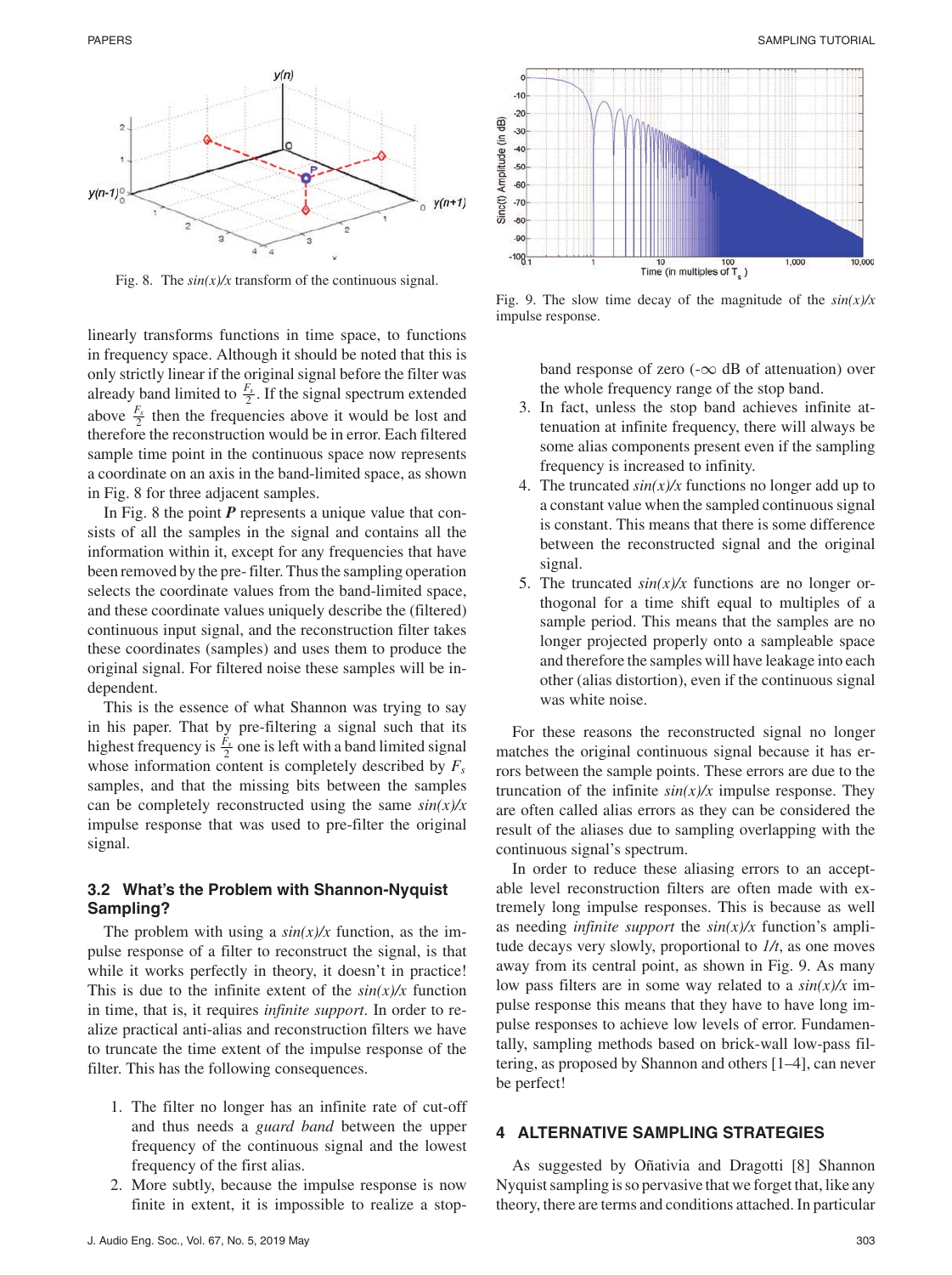Fig. 8. The *sin(x)/x* transform of the continuous signal.

Fig. 9. The slow time decay of the magnitude of the *sin(x)/x* impulse response.

linearly transforms functions in time space, to functions in frequency space. Although it should be noted that this is only strictly linear if the original signal before the filter was already band limited to $\frac{F_s}{2}$. If the signal spectrum extended above $\frac{F_s}{2}$ then the frequencies above it would be lost and therefore the reconstruction would be in error. Each filtered sample time point in the continuous space now represents a coordinate on an axis in the band-limited space, as shown in Fig. 8 for three adjacent samples.

In Fig. 8 the point ***P*** represents a unique value that consists of all the samples in the signal and contains all the information within it, except for any frequencies that have been removed by the pre- filter. Thus the sampling operation selects the coordinate values from the band-limited space, and these coordinate values uniquely describe the (filtered) continuous input signal, and the reconstruction filter takes these coordinates (samples) and uses them to produce the original signal. For filtered noise these samples will be independent.

This is the essence of what Shannon was trying to say in his paper. That by pre-filtering a signal such that its highest frequency is $\frac{F_s}{2}$ one is left with a band limited signal whose information content is completely described by $F_s$ samples, and that the missing bits between the samples can be completely reconstructed using the same *sin(x)/x* impulse response that was used to pre-filter the original signal.

### 3.2 What's the Problem with Shannon-Nyquist Sampling?

The problem with using a *sin(x)/x* function, as the impulse response of a filter to reconstruct the signal, is that while it works perfectly in theory, it doesn't in practice! This is due to the infinite extent of the *sin(x)/x* function in time, that is, it requires *infinite support*. In order to realize practical anti-alias and reconstruction filters we have to truncate the time extent of the impulse response of the filter. This has the following consequences.

1. The filter no longer has an infinite rate of cut-off and thus needs a *guard band* between the upper frequency of the continuous signal and the lowest frequency of the first alias.
2. More subtly, because the impulse response is now finite in extent, it is impossible to realize a stop-band response of zero ($-\infty$ dB of attenuation) over the whole frequency range of the stop band.
3. In fact, unless the stop band achieves infinite attenuation at infinite frequency, there will always be some alias components present even if the sampling frequency is increased to infinity.
4. The truncated *sin(x)/x* functions no longer add up to a constant value when the sampled continuous signal is constant. This means that there is some difference between the reconstructed signal and the original signal.
5. The truncated *sin(x)/x* functions are no longer orthogonal for a time shift equal to multiples of a sample period. This means that the samples are no longer projected properly onto a sampleable space and therefore the samples will have leakage into each other (alias distortion), even if the continuous signal was white noise.

For these reasons the reconstructed signal no longer matches the original continuous signal because it has errors between the sample points. These errors are due to the truncation of the infinite *sin(x)/x* impulse response. They are often called alias errors as they can be considered the result of the aliases due to sampling overlapping with the continuous signal's spectrum.

In order to reduce these aliasing errors to an acceptable level reconstruction filters are often made with extremely long impulse responses. This is because as well as needing *infinite support* the *sin(x)/x* function's amplitude decays very slowly, proportional to *1/t*, as one moves away from its central point, as shown in Fig. 9. As many low pass filters are in some way related to a *sin(x)/x* impulse response this means that they have to have long impulse responses to achieve low levels of error. Fundamentally, sampling methods based on brick-wall low-pass filtering, as proposed by Shannon and others [1–4], can never be perfect!

## 4 ALTERNATIVE SAMPLING STRATEGIES

As suggested by Oñativia and Dragotti [8] Shannon Nyquist sampling is so pervasive that we forget that, like any theory, there are terms and conditions attached. In particular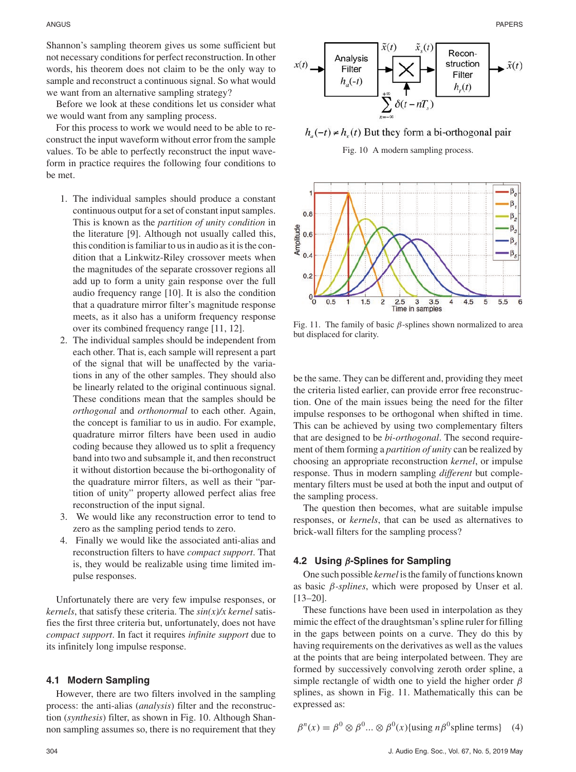Shannon's sampling theorem gives us some sufficient but not necessary conditions for perfect reconstruction. In other words, his theorem does not claim to be the only way to sample and reconstruct a continuous signal. So what would we want from an alternative sampling strategy?

Before we look at these conditions let us consider what we would want from any sampling process.

For this process to work we would need to be able to reconstruct the input waveform without error from the sample values. To be able to perfectly reconstruct the input waveform in practice requires the following four conditions to be met.

1. The individual samples should produce a constant continuous output for a set of constant input samples. This is known as the *partition of unity condition* in the literature [9]. Although not usually called this, this condition is familiar to us in audio as it is the condition that a Linkwitz-Riley crossover meets when the magnitudes of the separate crossover regions all add up to form a unity gain response over the full audio frequency range [10]. It is also the condition that a quadrature mirror filter's magnitude response meets, as it also has a uniform frequency response over its combined frequency range [11, 12].
2. The individual samples should be independent from each other. That is, each sample will represent a part of the signal that will be unaffected by the variations in any of the other samples. They should also be linearly related to the original continuous signal. These conditions mean that the samples should be *orthogonal* and *orthonormal* to each other. Again, the concept is familiar to us in audio. For example, quadrature mirror filters have been used in audio coding because they allowed us to split a frequency band into two and subsample it, and then reconstruct it without distortion because the bi-orthogonality of the quadrature mirror filters, as well as their "partition of unity" property allowed perfect alias free reconstruction of the input signal.
3. We would like any reconstruction error to tend to zero as the sampling period tends to zero.
4. Finally we would like the associated anti-alias and reconstruction filters to have *compact support*. That is, they would be realizable using time limited impulse responses.

Unfortunately there are very few impulse responses, or *kernels*, that satisfy these criteria. The *sin(x)/x kernel* satisfies the first three criteria but, unfortunately, does not have *compact support*. In fact it requires *infinite support* due to its infinitely long impulse response.

### 4.1 Modern Sampling

However, there are two filters involved in the sampling process: the anti-alias (*analysis*) filter and the reconstruction (*synthesis*) filter, as shown in Fig. 10. Although Shannon sampling assumes so, there is no requirement that they be the same. They can be different and, providing they meet the criteria listed earlier, can provide error free reconstruction. One of the main issues being the need for the filter impulse responses to be orthogonal when shifted in time. This can be achieved by using two complementary filters that are designed to be *bi-orthogonal*. The second requirement of them forming a *partition of unity* can be realized by choosing an appropriate reconstruction *kernel*, or impulse response. Thus in modern sampling *different* but complementary filters must be used at both the input and output of the sampling process.

The question then becomes, what are suitable impulse responses, or *kernels*, that can be used as alternatives to brick-wall filters for the sampling process?

$h_a(-t) \neq h_r(t)$ But they form a bi-orthogonal pair

Fig. 10 A modern sampling process.

Fig. 11. The family of basic $\beta$-splines shown normalized to area but displaced for clarity.

### 4.2 Using $\beta$-Splines for Sampling

One such possible *kernel* is the family of functions known as basic $\beta$*-splines*, which were proposed by Unser et al. [13–20].

These functions have been used in interpolation as they mimic the effect of the draughtsman's spline ruler for filling in the gaps between points on a curve. They do this by having requirements on the derivatives as well as the values at the points that are being interpolated between. They are formed by successively convolving zeroth order spline, a simple rectangle of width one to yield the higher order $\beta$ splines, as shown in Fig. 11. Mathematically this can be expressed as:

$$\beta^n(x) = \beta^0 \otimes \beta^0 \ldots \otimes \beta^0(x)\{\text{using } n\beta^0 \text{spline terms}\} \quad (4)$$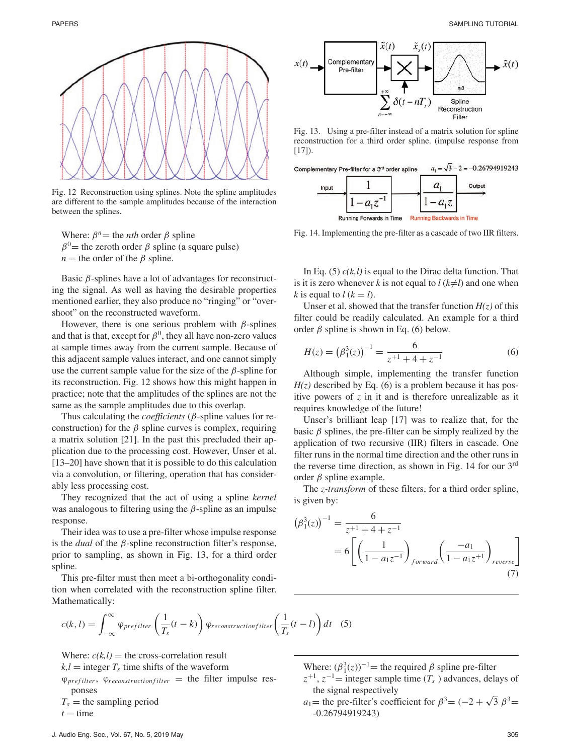Fig. 12 Reconstruction using splines. Note the spline amplitudes are different to the sample amplitudes because of the interaction between the splines.

Where: $\beta^n$ = the *nth* order $\beta$ spline
$\beta^0$ = the zeroth order $\beta$ spline (a square pulse)
$n$ = the order of the $\beta$ spline.

Basic $\beta$-splines have a lot of advantages for reconstructing the signal. As well as having the desirable properties mentioned earlier, they also produce no "ringing" or "overshoot" on the reconstructed waveform.

However, there is one serious problem with $\beta$-splines and that is that, except for $\beta^0$, they all have non-zero values at sample times away from the current sample. Because of this adjacent sample values interact, and one cannot simply use the current sample value for the size of the $\beta$-spline for its reconstruction. Fig. 12 shows how this might happen in practice; note that the amplitudes of the splines are not the same as the sample amplitudes due to this overlap.

Thus calculating the *coefficients* ($\beta$-spline values for reconstruction) for the $\beta$ spline curves is complex, requiring a matrix solution [21]. In the past this precluded their application due to the processing cost. However, Unser et al. [13–20] have shown that it is possible to do this calculation via a convolution, or filtering, operation that has considerably less processing cost.

They recognized that the act of using a spline *kernel* was analogous to filtering using the $\beta$-spline as an impulse response.

Their idea was to use a pre-filter whose impulse response is the *dual* of the $\beta$-spline reconstruction filter's response, prior to sampling, as shown in Fig. 13, for a third order spline.

This pre-filter must then meet a bi-orthogonality condition when correlated with the reconstruction spline filter. Mathematically:

$$c(k,l) = \int_{-\infty}^{\infty} \varphi_{prefilter}\left(\frac{1}{T_s}(t-k)\right) \varphi_{reconstructionfilter}\left(\frac{1}{T_s}(t-l)\right) dt \quad (5)$$

Where: $c(k,l)$ = the cross-correlation result
$k,l$ = integer $T_s$ time shifts of the waveform
$\varphi_{prefilter}$, $\varphi_{reconstructionfilter}$ = the filter impulse responses
$T_s$ = the sampling period
$t$ = time

Fig. 13. Using a pre-filter instead of a matrix solution for spline reconstruction for a third order spline. (impulse response from [17]).

Fig. 14. Implementing the pre-filter as a cascade of two IIR filters.

In Eq. (5) $c(k,l)$ is equal to the Dirac delta function. That is it is zero whenever $k$ is not equal to $l$ ($k \neq l$) and one when $k$ is equal to $l$ ($k = l$).

Unser et al. showed that the transfer function $H(z)$ of this filter could be readily calculated. An example for a third order $\beta$ spline is shown in Eq. (6) below.

$$H(z) = \left(\beta_1^3(z)\right)^{-1} = \frac{6}{z^{+1} + 4 + z^{-1}} \quad (6)$$

Although simple, implementing the transfer function $H(z)$ described by Eq. (6) is a problem because it has positive powers of $z$ in it and is therefore unrealizable as it requires knowledge of the future!

Unser's brilliant leap [17] was to realize that, for the basic $\beta$ splines, the pre-filter can be simply realized by the application of two recursive (IIR) filters in cascade. One filter runs in the normal time direction and the other runs in the reverse time direction, as shown in Fig. 14 for our 3rd order $\beta$ spline example.

The *z-transform* of these filters, for a third order spline, is given by:

$$\left(\beta_1^3(z)\right)^{-1} = \frac{6}{z^{+1} + 4 + z^{-1}} = 6\left[\left(\frac{1}{1 - a_1 z^{-1}}\right)_{forward}\left(\frac{-a_1}{1 - a_1 z^{+1}}\right)_{reverse}\right] \quad (7)$$

Where: $\left(\beta_1^3(z)\right)^{-1}$ = the required $\beta$ spline pre-filter
$z^{+1}$, $z^{-1}$ = integer sample time ($T_s$) advances, delays of the signal respectively
$a_1$ = the pre-filter's coefficient for $\beta^3$ = ($-2 + \sqrt{3}$ $\beta^3$ = -0.26794919243)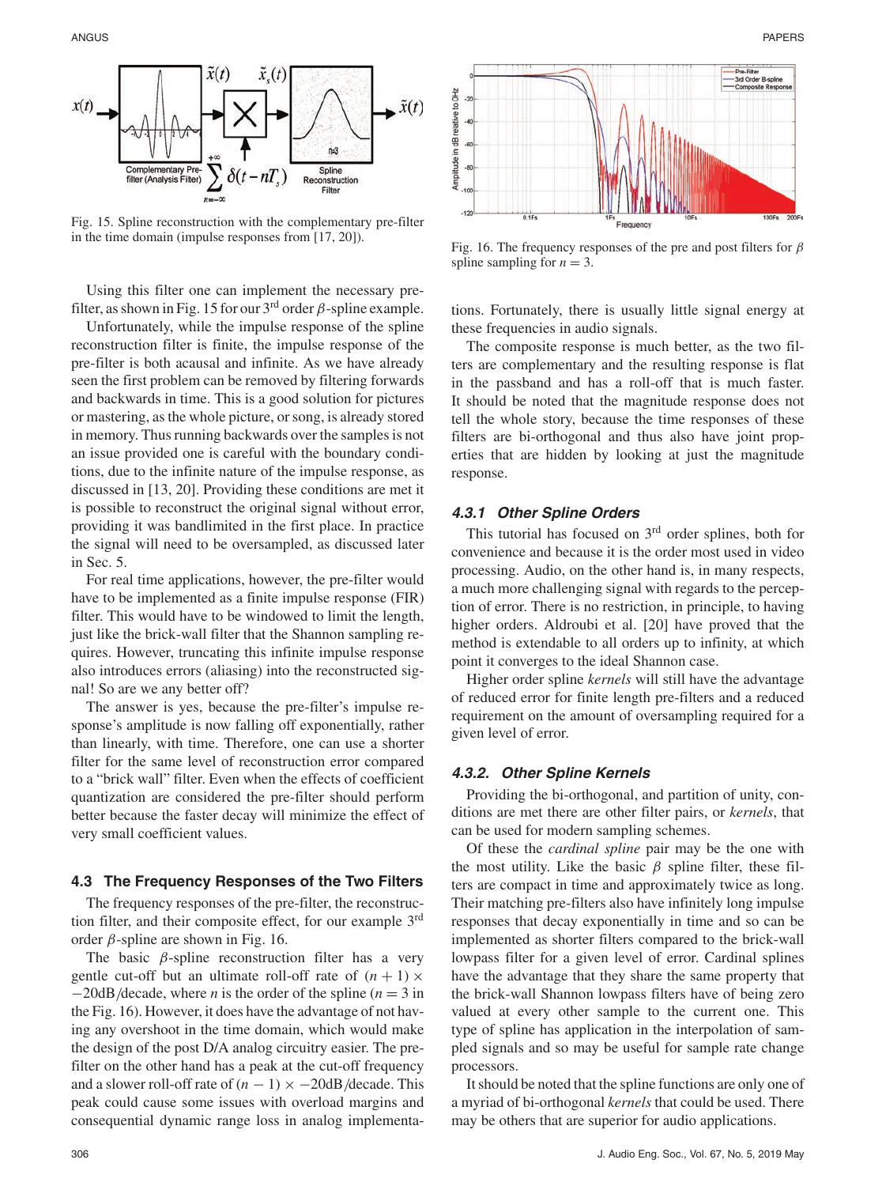Fig. 15. Spline reconstruction with the complementary pre-filter in the time domain (impulse responses from [17, 20]).

Fig. 16. The frequency responses of the pre and post filters for $\beta$ spline sampling for $n = 3$.

Using this filter one can implement the necessary pre-filter, as shown in Fig. 15 for our 3rd order $\beta$-spline example.

Unfortunately, while the impulse response of the spline reconstruction filter is finite, the impulse response of the pre-filter is both acausal and infinite. As we have already seen the first problem can be removed by filtering forwards and backwards in time. This is a good solution for pictures or mastering, as the whole picture, or song, is already stored in memory. Thus running backwards over the samples is not an issue provided one is careful with the boundary conditions, due to the infinite nature of the impulse response, as discussed in [13, 20]. Providing these conditions are met it is possible to reconstruct the original signal without error, providing it was bandlimited in the first place. In practice the signal will need to be oversampled, as discussed later in Sec. 5.

For real time applications, however, the pre-filter would have to be implemented as a finite impulse response (FIR) filter. This would have to be windowed to limit the length, just like the brick-wall filter that the Shannon sampling requires. However, truncating this infinite impulse response also introduces errors (aliasing) into the reconstructed signal! So are we any better off?

The answer is yes, because the pre-filter's impulse response's amplitude is now falling off exponentially, rather than linearly, with time. Therefore, one can use a shorter filter for the same level of reconstruction error compared to a "brick wall" filter. Even when the effects of coefficient quantization are considered the pre-filter should perform better because the faster decay will minimize the effect of very small coefficient values.

### 4.3 The Frequency Responses of the Two Filters

The frequency responses of the pre-filter, the reconstruction filter, and their composite effect, for our example 3rd order $\beta$-spline are shown in Fig. 16.

The basic $\beta$-spline reconstruction filter has a very gentle cut-off but an ultimate roll-off rate of $(n + 1) \times -20$dB/decade, where $n$ is the order of the spline ($n = 3$ in the Fig. 16). However, it does have the advantage of not having any overshoot in the time domain, which would make the design of the post D/A analog circuitry easier. The pre-filter on the other hand has a peak at the cut-off frequency and a slower roll-off rate of $(n - 1) \times -20$dB/decade. This peak could cause some issues with overload margins and consequential dynamic range loss in analog implementations. Fortunately, there is usually little signal energy at these frequencies in audio signals.

The composite response is much better, as the two filters are complementary and the resulting response is flat in the passband and has a roll-off that is much faster. It should be noted that the magnitude response does not tell the whole story, because the time responses of these filters are bi-orthogonal and thus also have joint properties that are hidden by looking at just the magnitude response.

#### 4.3.1 Other Spline Orders

This tutorial has focused on 3rd order splines, both for convenience and because it is the order most used in video processing. Audio, on the other hand is, in many respects, a much more challenging signal with regards to the perception of error. There is no restriction, in principle, to having higher orders. Aldroubi et al. [20] have proved that the method is extendable to all orders up to infinity, at which point it converges to the ideal Shannon case.

Higher order spline *kernels* will still have the advantage of reduced error for finite length pre-filters and a reduced requirement on the amount of oversampling required for a given level of error.

#### 4.3.2. Other Spline Kernels

Providing the bi-orthogonal, and partition of unity, conditions are met there are other filter pairs, or *kernels*, that can be used for modern sampling schemes.

Of these the *cardinal spline* pair may be the one with the most utility. Like the basic $\beta$ spline filter, these filters are compact in time and approximately twice as long. Their matching pre-filters also have infinitely long impulse responses that decay exponentially in time and so can be implemented as shorter filters compared to the brick-wall lowpass filter for a given level of error. Cardinal splines have the advantage that they share the same property that the brick-wall Shannon lowpass filters have of being zero valued at every other sample to the current one. This type of spline has application in the interpolation of sampled signals and so may be useful for sample rate change processors.

It should be noted that the spline functions are only one of a myriad of bi-orthogonal *kernels* that could be used. There may be others that are superior for audio applications.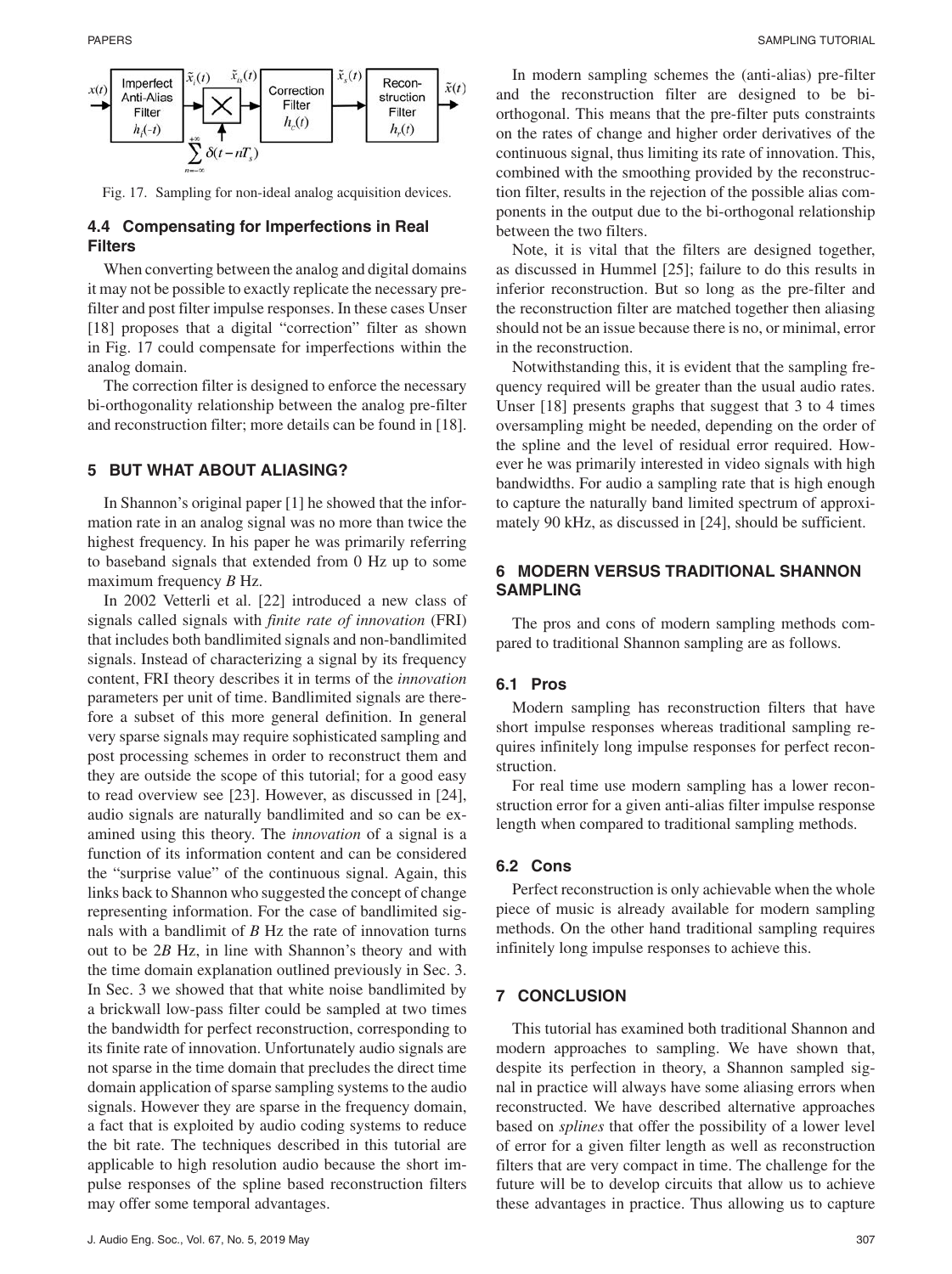Fig. 17. Sampling for non-ideal analog acquisition devices.

### 4.4 Compensating for Imperfections in Real Filters

When converting between the analog and digital domains it may not be possible to exactly replicate the necessary pre-filter and post filter impulse responses. In these cases Unser [18] proposes that a digital "correction" filter as shown in Fig. 17 could compensate for imperfections within the analog domain.

The correction filter is designed to enforce the necessary bi-orthogonality relationship between the analog pre-filter and reconstruction filter; more details can be found in [18].

## 5 BUT WHAT ABOUT ALIASING?

In Shannon's original paper [1] he showed that the information rate in an analog signal was no more than twice the highest frequency. In his paper he was primarily referring to baseband signals that extended from 0 Hz up to some maximum frequency $B$ Hz.

In 2002 Vetterli et al. [22] introduced a new class of signals called signals with *finite rate of innovation* (FRI) that includes both bandlimited signals and non-bandlimited signals. Instead of characterizing a signal by its frequency content, FRI theory describes it in terms of the *innovation* parameters per unit of time. Bandlimited signals are therefore a subset of this more general definition. In general very sparse signals may require sophisticated sampling and post processing schemes in order to reconstruct them and they are outside the scope of this tutorial; for a good easy to read overview see [23]. However, as discussed in [24], audio signals are naturally bandlimited and so can be examined using this theory. The *innovation* of a signal is a function of its information content and can be considered the "surprise value" of the continuous signal. Again, this links back to Shannon who suggested the concept of change representing information. For the case of bandlimited signals with a bandlimit of $B$ Hz the rate of innovation turns out to be $2B$ Hz, in line with Shannon's theory and with the time domain explanation outlined previously in Sec. 3. In Sec. 3 we showed that that white noise bandlimited by a brickwall low-pass filter could be sampled at two times the bandwidth for perfect reconstruction, corresponding to its finite rate of innovation. Unfortunately audio signals are not sparse in the time domain that precludes the direct time domain application of sparse sampling systems to the audio signals. However they are sparse in the frequency domain, a fact that is exploited by audio coding systems to reduce the bit rate. The techniques described in this tutorial are applicable to high resolution audio because the short impulse responses of the spline based reconstruction filters may offer some temporal advantages.

In modern sampling schemes the (anti-alias) pre-filter and the reconstruction filter are designed to be bi-orthogonal. This means that the pre-filter puts constraints on the rates of change and higher order derivatives of the continuous signal, thus limiting its rate of innovation. This, combined with the smoothing provided by the reconstruction filter, results in the rejection of the possible alias components in the output due to the bi-orthogonal relationship between the two filters.

Note, it is vital that the filters are designed together, as discussed in Hummel [25]; failure to do this results in inferior reconstruction. But so long as the pre-filter and the reconstruction filter are matched together then aliasing should not be an issue because there is no, or minimal, error in the reconstruction.

Notwithstanding this, it is evident that the sampling frequency required will be greater than the usual audio rates. Unser [18] presents graphs that suggest that 3 to 4 times oversampling might be needed, depending on the order of the spline and the level of residual error required. However he was primarily interested in video signals with high bandwidths. For audio a sampling rate that is high enough to capture the naturally band limited spectrum of approximately 90 kHz, as discussed in [24], should be sufficient.

## 6 MODERN VERSUS TRADITIONAL SHANNON SAMPLING

The pros and cons of modern sampling methods compared to traditional Shannon sampling are as follows.

### 6.1 Pros

Modern sampling has reconstruction filters that have short impulse responses whereas traditional sampling requires infinitely long impulse responses for perfect reconstruction.

For real time use modern sampling has a lower reconstruction error for a given anti-alias filter impulse response length when compared to traditional sampling methods.

### 6.2 Cons

Perfect reconstruction is only achievable when the whole piece of music is already available for modern sampling methods. On the other hand traditional sampling requires infinitely long impulse responses to achieve this.

## 7 CONCLUSION

This tutorial has examined both traditional Shannon and modern approaches to sampling. We have shown that, despite its perfection in theory, a Shannon sampled signal in practice will always have some aliasing errors when reconstructed. We have described alternative approaches based on *splines* that offer the possibility of a lower level of error for a given filter length as well as reconstruction filters that are very compact in time. The challenge for the future will be to develop circuits that allow us to achieve these advantages in practice. Thus allowing us to capture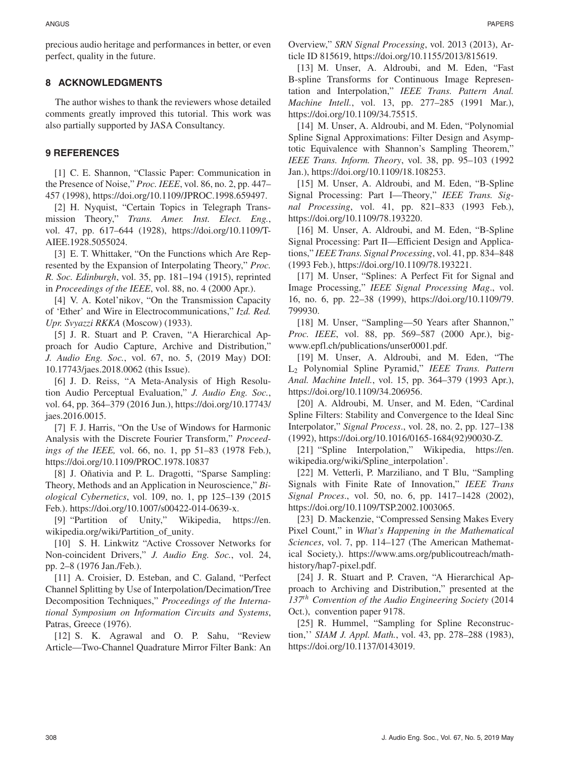precious audio heritage and performances in better, or even perfect, quality in the future.

## 8 ACKNOWLEDGMENTS

The author wishes to thank the reviewers whose detailed comments greatly improved this tutorial. This work was also partially supported by JASA Consultancy.

## 9 REFERENCES

[1] C. E. Shannon, "Classic Paper: Communication in the Presence of Noise," *Proc. IEEE*, vol. 86, no. 2, pp. 447–457 (1998), https://doi.org/10.1109/JPROC.1998.659497.

[2] H. Nyquist, "Certain Topics in Telegraph Transmission Theory," *Trans. Amer. Inst. Elect. Eng.*, vol. 47, pp. 617–644 (1928), https://doi.org/10.1109/T-AIEE.1928.5055024.

[3] E. T. Whittaker, "On the Functions which Are Represented by the Expansion of Interpolating Theory," *Proc. R. Soc. Edinburgh*, vol. 35, pp. 181–194 (1915), reprinted in *Proceedings of the IEEE*, vol. 88, no. 4 (2000 Apr.).

[4] V. A. Kotel'nikov, "On the Transmission Capacity of 'Ether' and Wire in Electrocommunications," *Izd. Red. Upr. Svyazzi RKKA* (Moscow) (1933).

[5] J. R. Stuart and P. Craven, "A Hierarchical Approach for Audio Capture, Archive and Distribution," *J. Audio Eng. Soc.*, vol. 67, no. 5, (2019 May) DOI: 10.17743/jaes.2018.0062 (this Issue).

[6] J. D. Reiss, "A Meta-Analysis of High Resolution Audio Perceptual Evaluation," *J. Audio Eng. Soc.*, vol. 64, pp. 364–379 (2016 Jun.), https://doi.org/10.17743/jaes.2016.0015.

[7] F. J. Harris, "On the Use of Windows for Harmonic Analysis with the Discrete Fourier Transform," *Proceedings of the IEEE,* vol. 66, no. 1, pp 51–83 (1978 Feb.), https://doi.org/10.1109/PROC.1978.10837

[8] J. Oñativia and P. L. Dragotti, "Sparse Sampling: Theory, Methods and an Application in Neuroscience," *Biological Cybernetics*, vol. 109, no. 1, pp 125–139 (2015 Feb.). https://doi.org/10.1007/s00422-014-0639-x.

[9] "Partition of Unity," Wikipedia, https://en.wikipedia.org/wiki/Partition_of_unity.

[10] S. H. Linkwitz "Active Crossover Networks for Non-coincident Drivers," *J. Audio Eng. Soc.*, vol. 24, pp. 2–8 (1976 Jan./Feb.).

[11] A. Croisier, D. Esteban, and C. Galand, "Perfect Channel Splitting by Use of Interpolation/Decimation/Tree Decomposition Techniques," *Proceedings of the International Symposium on Information Circuits and Systems*, Patras, Greece (1976).

[12] S. K. Agrawal and O. P. Sahu, "Review Article—Two-Channel Quadrature Mirror Filter Bank: An Overview," *SRN Signal Processing*, vol. 2013 (2013), Article ID 815619, https://doi.org/10.1155/2013/815619.

[13] M. Unser, A. Aldroubi, and M. Eden, "Fast B-spline Transforms for Continuous Image Representation and Interpolation," *IEEE Trans. Pattern Anal. Machine Intell.*, vol. 13, pp. 277–285 (1991 Mar.), https://doi.org/10.1109/34.75515.

[14] M. Unser, A. Aldroubi, and M. Eden, "Polynomial Spline Signal Approximations: Filter Design and Asymptotic Equivalence with Shannon's Sampling Theorem," *IEEE Trans. Inform. Theory*, vol. 38, pp. 95–103 (1992 Jan.), https://doi.org/10.1109/18.108253.

[15] M. Unser, A. Aldroubi, and M. Eden, "B-Spline Signal Processing: Part I—Theory," *IEEE Trans. Signal Processing*, vol. 41, pp. 821–833 (1993 Feb.), https://doi.org/10.1109/78.193220.

[16] M. Unser, A. Aldroubi, and M. Eden, "B-Spline Signal Processing: Part II—Efficient Design and Applications," *IEEE Trans. Signal Processing*, vol. 41, pp. 834–848 (1993 Feb.), https://doi.org/10.1109/78.193221.

[17] M. Unser, "Splines: A Perfect Fit for Signal and Image Processing," *IEEE Signal Processing Mag*., vol. 16, no. 6, pp. 22–38 (1999), https://doi.org/10.1109/79.799930.

[18] M. Unser, "Sampling—50 Years after Shannon," *Proc. IEEE*, vol. 88, pp. 569–587 (2000 Apr.), bigwww.epfl.ch/publications/unser0001.pdf.

[19] M. Unser, A. Aldroubi, and M. Eden, "The $L_2$ Polynomial Spline Pyramid," *IEEE Trans. Pattern Anal. Machine Intell.*, vol. 15, pp. 364–379 (1993 Apr.), https://doi.org/10.1109/34.206956.

[20] A. Aldroubi, M. Unser, and M. Eden, "Cardinal Spline Filters: Stability and Convergence to the Ideal Sinc Interpolator," *Signal Process*., vol. 28, no. 2, pp. 127–138 (1992), https://doi.org/10.1016/0165-1684(92)90030-Z.

[21] "Spline Interpolation," Wikipedia, https://en.wikipedia.org/wiki/Spline_interpolation'.

[22] M. Vetterli, P. Marziliano, and T Blu, "Sampling Signals with Finite Rate of Innovation," *IEEE Trans Signal Proces*., vol. 50, no. 6, pp. 1417–1428 (2002), https://doi.org/10.1109/TSP.2002.1003065.

[23] D. Mackenzie, "Compressed Sensing Makes Every Pixel Count," in *What's Happening in the Mathematical Sciences*, vol. 7, pp. 114–127 (The American Mathematical Society,). https://www.ams.org/publicoutreach/math-history/hap7-pixel.pdf.

[24] J. R. Stuart and P. Craven, "A Hierarchical Approach to Archiving and Distribution," presented at the *137th Convention of the Audio Engineering Society* (2014 Oct.), convention paper 9178.

[25] R. Hummel, "Sampling for Spline Reconstruction,'' *SIAM J. Appl. Math.*, vol. 43, pp. 278–288 (1983), https://doi.org/10.1137/0143019.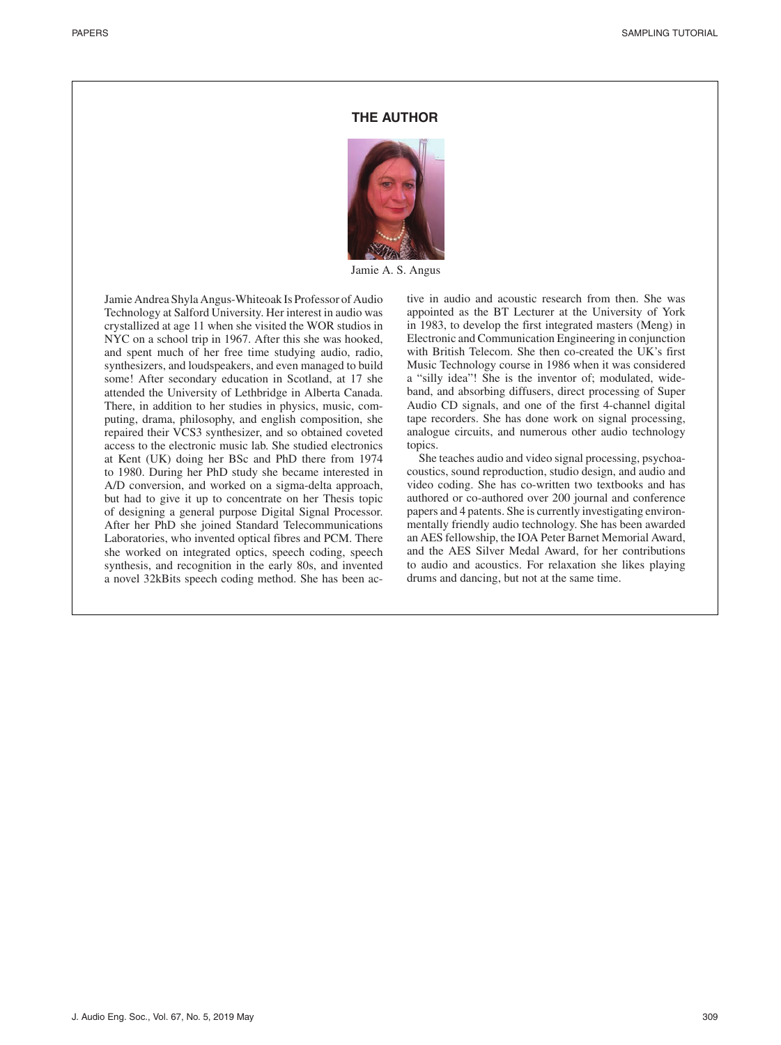## THE AUTHOR

Jamie A. S. Angus

Jamie Andrea Shyla Angus-Whiteoak Is Professor of Audio Technology at Salford University. Her interest in audio was crystallized at age 11 when she visited the WOR studios in NYC on a school trip in 1967. After this she was hooked, and spent much of her free time studying audio, radio, synthesizers, and loudspeakers, and even managed to build some! After secondary education in Scotland, at 17 she attended the University of Lethbridge in Alberta Canada. There, in addition to her studies in physics, music, computing, drama, philosophy, and english composition, she repaired their VCS3 synthesizer, and so obtained coveted access to the electronic music lab. She studied electronics at Kent (UK) doing her BSc and PhD there from 1974 to 1980. During her PhD study she became interested in A/D conversion, and worked on a sigma-delta approach, but had to give it up to concentrate on her Thesis topic of designing a general purpose Digital Signal Processor. After her PhD she joined Standard Telecommunications Laboratories, who invented optical fibres and PCM. There she worked on integrated optics, speech coding, speech synthesis, and recognition in the early 80s, and invented a novel 32kBits speech coding method. She has been active in audio and acoustic research from then. She was appointed as the BT Lecturer at the University of York in 1983, to develop the first integrated masters (Meng) in Electronic and Communication Engineering in conjunction with British Telecom. She then co-created the UK's first Music Technology course in 1986 when it was considered a "silly idea"! She is the inventor of; modulated, wideband, and absorbing diffusers, direct processing of Super Audio CD signals, and one of the first 4-channel digital tape recorders. She has done work on signal processing, analogue circuits, and numerous other audio technology topics.

She teaches audio and video signal processing, psychoacoustics, sound reproduction, studio design, and audio and video coding. She has co-written two textbooks and has authored or co-authored over 200 journal and conference papers and 4 patents. She is currently investigating environmentally friendly audio technology. She has been awarded an AES fellowship, the IOA Peter Barnet Memorial Award, and the AES Silver Medal Award, for her contributions to audio and acoustics. For relaxation she likes playing drums and dancing, but not at the same time.